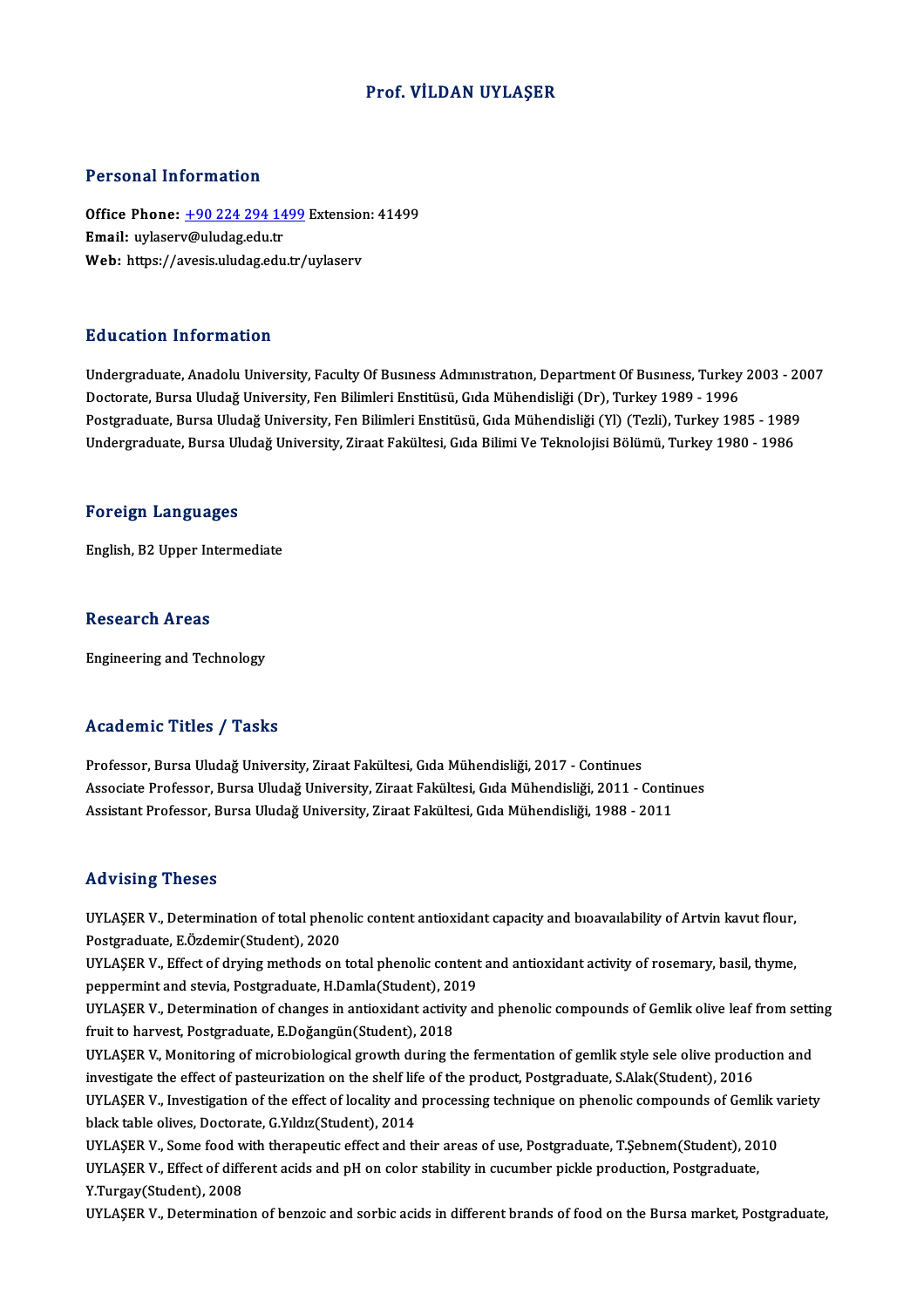# Prof. VİLDAN UYLAŞER

## Personal Information

**Office Phone:** +90 224 294 1499 Extension: 41499
**Email:** uylaserv@uludag.edu.tr
**Web:** https://avesis.uludag.edu.tr/uylaserv

## Education Information

Undergraduate, Anadolu University, Faculty Of Busıness Admınıstratıon, Department Of Busıness, Turkey 2003 - 2007
Doctorate, Bursa Uludağ University, Fen Bilimleri Enstitüsü, Gıda Mühendisliği (Dr), Turkey 1989 - 1996
Postgraduate, Bursa Uludağ University, Fen Bilimleri Enstitüsü, Gıda Mühendisliği (Yl) (Tezli), Turkey 1985 - 1989
Undergraduate, Bursa Uludağ University, Ziraat Fakültesi, Gıda Bilimi Ve Teknolojisi Bölümü, Turkey 1980 - 1986

## Foreign Languages

English, B2 Upper Intermediate

## Research Areas

Engineering and Technology

## Academic Titles / Tasks

Professor, Bursa Uludağ University, Ziraat Fakültesi, Gıda Mühendisliği, 2017 - Continues
Associate Professor, Bursa Uludağ University, Ziraat Fakültesi, Gıda Mühendisliği, 2011 - Continues
Assistant Professor, Bursa Uludağ University, Ziraat Fakültesi, Gıda Mühendisliği, 1988 - 2011

## Advising Theses

UYLAŞER V., Determination of total phenolic content antioxidant capacity and bıoavaılability of Artvin kavut flour, Postgraduate, E.Özdemir(Student), 2020
UYLAŞER V., Effect of drying methods on total phenolic content and antioxidant activity of rosemary, basil, thyme, peppermint and stevia, Postgraduate, H.Damla(Student), 2019
UYLAŞER V., Determination of changes in antioxidant activity and phenolic compounds of Gemlik olive leaf from setting fruit to harvest, Postgraduate, E.Doğangün(Student), 2018
UYLAŞER V., Monitoring of microbiological growth during the fermentation of gemlik style sele olive production and investigate the effect of pasteurization on the shelf life of the product, Postgraduate, S.Alak(Student), 2016
UYLAŞER V., Investigation of the effect of locality and processing technique on phenolic compounds of Gemlik variety black table olives, Doctorate, G.Yıldız(Student), 2014
UYLAŞER V., Some food with therapeutic effect and their areas of use, Postgraduate, T.Şebnem(Student), 2010
UYLAŞER V., Effect of different acids and pH on color stability in cucumber pickle production, Postgraduate, Y.Turgay(Student), 2008
UYLAŞER V., Determination of benzoic and sorbic acids in different brands of food on the Bursa market, Postgraduate,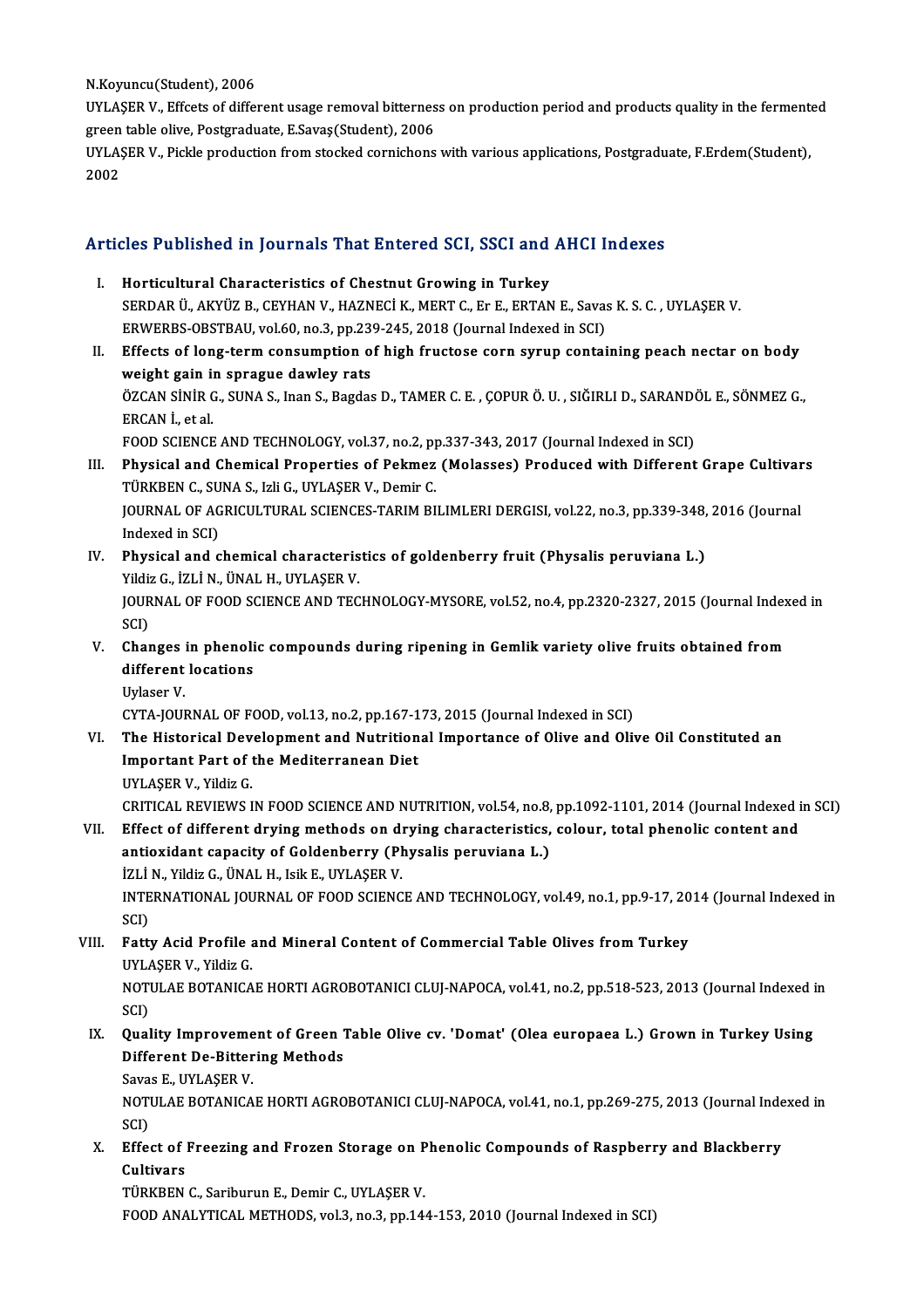N.Koyuncu(Student), 2006

UYLAŞER V., Effcets of different usage removal bitterness on production period and products quality in the fermented green table olive, Postgraduate, E.Savaş(Student), 2006

UYLAŞER V., Pickle production from stocked cornichons with various applications, Postgraduate, F.Erdem(Student), 2002

## Articles Published in Journals That Entered SCI, SSCI and AHCI Indexes

I. **Horticultural Characteristics of Chestnut Growing in Turkey**
SERDAR Ü., AKYÜZ B., CEYHAN V., HAZNECİ K., MERT C., Er E., ERTAN E., Savas K. S. C. , UYLAŞER V.
ERWERBS-OBSTBAU, vol.60, no.3, pp.239-245, 2018 (Journal Indexed in SCI)

II. **Effects of long-term consumption of high fructose corn syrup containing peach nectar on body weight gain in sprague dawley rats**
ÖZCAN SİNİR G., SUNA S., Inan S., Bagdas D., TAMER C. E. , ÇOPUR Ö. U. , SIĞIRLI D., SARANDÖL E., SÖNMEZ G., ERCAN İ., et al.
FOOD SCIENCE AND TECHNOLOGY, vol.37, no.2, pp.337-343, 2017 (Journal Indexed in SCI)

III. **Physical and Chemical Properties of Pekmez (Molasses) Produced with Different Grape Cultivars**
TÜRKBEN C., SUNA S., Izli G., UYLAŞER V., Demir C.
JOURNAL OF AGRICULTURAL SCIENCES-TARIM BILIMLERI DERGISI, vol.22, no.3, pp.339-348, 2016 (Journal Indexed in SCI)

IV. **Physical and chemical characteristics of goldenberry fruit (Physalis peruviana L.)**
Yildiz G., İZLİ N., ÜNAL H., UYLAŞER V.
JOURNAL OF FOOD SCIENCE AND TECHNOLOGY-MYSORE, vol.52, no.4, pp.2320-2327, 2015 (Journal Indexed in SCI)

V. **Changes in phenolic compounds during ripening in Gemlik variety olive fruits obtained from different locations**
Uylaser V.
CYTA-JOURNAL OF FOOD, vol.13, no.2, pp.167-173, 2015 (Journal Indexed in SCI)

VI. **The Historical Development and Nutritional Importance of Olive and Olive Oil Constituted an Important Part of the Mediterranean Diet**
UYLAŞER V., Yildiz G.
CRITICAL REVIEWS IN FOOD SCIENCE AND NUTRITION, vol.54, no.8, pp.1092-1101, 2014 (Journal Indexed in SCI)

VII. **Effect of different drying methods on drying characteristics, colour, total phenolic content and antioxidant capacity of Goldenberry (Physalis peruviana L.)**
İZLİ N., Yildiz G., ÜNAL H., Isik E., UYLAŞER V.
INTERNATIONAL JOURNAL OF FOOD SCIENCE AND TECHNOLOGY, vol.49, no.1, pp.9-17, 2014 (Journal Indexed in SCI)

VIII. **Fatty Acid Profile and Mineral Content of Commercial Table Olives from Turkey**
UYLAŞER V., Yildiz G.
NOTULAE BOTANICAE HORTI AGROBOTANICI CLUJ-NAPOCA, vol.41, no.2, pp.518-523, 2013 (Journal Indexed in SCI)

IX. **Quality Improvement of Green Table Olive cv. 'Domat' (Olea europaea L.) Grown in Turkey Using Different De-Bittering Methods**
Savas E., UYLAŞER V.
NOTULAE BOTANICAE HORTI AGROBOTANICI CLUJ-NAPOCA, vol.41, no.1, pp.269-275, 2013 (Journal Indexed in SCI)

X. **Effect of Freezing and Frozen Storage on Phenolic Compounds of Raspberry and Blackberry Cultivars**
TÜRKBEN C., Sariburun E., Demir C., UYLAŞER V.
FOOD ANALYTICAL METHODS, vol.3, no.3, pp.144-153, 2010 (Journal Indexed in SCI)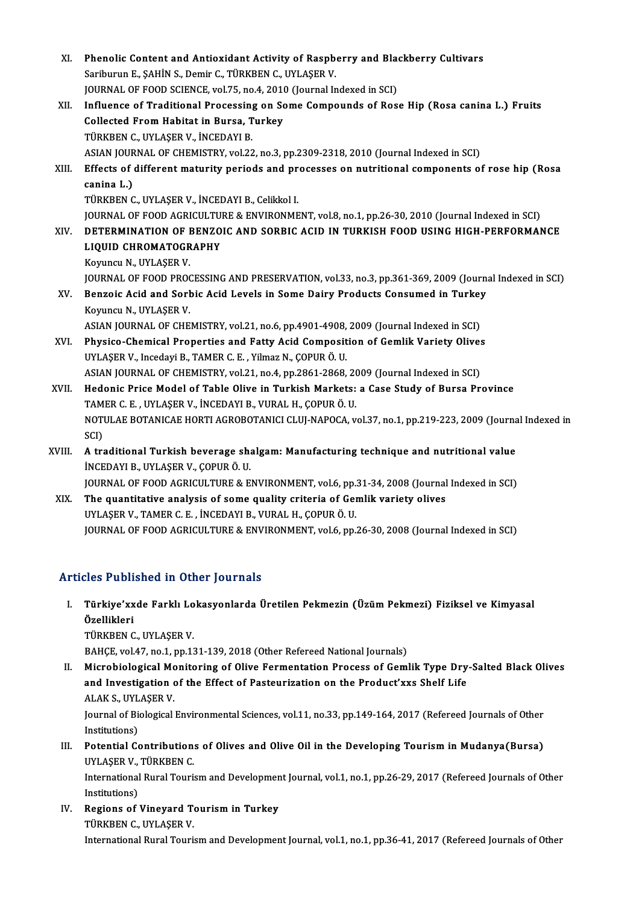XI. **Phenolic Content and Antioxidant Activity of Raspberry and Blackberry Cultivars**
Sariburun E., ŞAHİN S., Demir C., TÜRKBEN C., UYLAŞER V.
JOURNAL OF FOOD SCIENCE, vol.75, no.4, 2010 (Journal Indexed in SCI)

XII. **Influence of Traditional Processing on Some Compounds of Rose Hip (Rosa canina L.) Fruits Collected From Habitat in Bursa, Turkey**
TÜRKBEN C., UYLAŞER V., İNCEDAYI B.
ASIAN JOURNAL OF CHEMISTRY, vol.22, no.3, pp.2309-2318, 2010 (Journal Indexed in SCI)

XIII. **Effects of different maturity periods and processes on nutritional components of rose hip (Rosa canina L.)**
TÜRKBEN C., UYLAŞER V., İNCEDAYI B., Celikkol I.
JOURNAL OF FOOD AGRICULTURE & ENVIRONMENT, vol.8, no.1, pp.26-30, 2010 (Journal Indexed in SCI)

XIV. **DETERMINATION OF BENZOIC AND SORBIC ACID IN TURKISH FOOD USING HIGH-PERFORMANCE LIQUID CHROMATOGRAPHY**
Koyuncu N., UYLAŞER V.
JOURNAL OF FOOD PROCESSING AND PRESERVATION, vol.33, no.3, pp.361-369, 2009 (Journal Indexed in SCI)

XV. **Benzoic Acid and Sorbic Acid Levels in Some Dairy Products Consumed in Turkey**
Koyuncu N., UYLAŞER V.
ASIAN JOURNAL OF CHEMISTRY, vol.21, no.6, pp.4901-4908, 2009 (Journal Indexed in SCI)

XVI. **Physico-Chemical Properties and Fatty Acid Composition of Gemlik Variety Olives**
UYLAŞER V., Incedayi B., TAMER C. E. , Yilmaz N., ÇOPUR Ö. U.
ASIAN JOURNAL OF CHEMISTRY, vol.21, no.4, pp.2861-2868, 2009 (Journal Indexed in SCI)

XVII. **Hedonic Price Model of Table Olive in Turkish Markets: a Case Study of Bursa Province**
TAMER C. E. , UYLAŞER V., İNCEDAYI B., VURAL H., ÇOPUR Ö. U.
NOTULAE BOTANICAE HORTI AGROBOTANICI CLUJ-NAPOCA, vol.37, no.1, pp.219-223, 2009 (Journal Indexed in SCI)

XVIII. **A traditional Turkish beverage shalgam: Manufacturing technique and nutritional value**
İNCEDAYI B., UYLAŞER V., ÇOPUR Ö. U.
JOURNAL OF FOOD AGRICULTURE & ENVIRONMENT, vol.6, pp.31-34, 2008 (Journal Indexed in SCI)

XIX. **The quantitative analysis of some quality criteria of Gemlik variety olives**
UYLAŞER V., TAMER C. E. , İNCEDAYI B., VURAL H., ÇOPUR Ö. U.
JOURNAL OF FOOD AGRICULTURE & ENVIRONMENT, vol.6, pp.26-30, 2008 (Journal Indexed in SCI)

## Articles Published in Other Journals

I. **Türkiye'xxde Farklı Lokasyonlarda Üretilen Pekmezin (Üzüm Pekmezi) Fiziksel ve Kimyasal Özellikleri**
TÜRKBEN C., UYLAŞER V.
BAHÇE, vol.47, no.1, pp.131-139, 2018 (Other Refereed National Journals)

II. **Microbiological Monitoring of Olive Fermentation Process of Gemlik Type Dry-Salted Black Olives and Investigation of the Effect of Pasteurization on the Product'xxs Shelf Life**
ALAK S., UYLAŞER V.
Journal of Biological Environmental Sciences, vol.11, no.33, pp.149-164, 2017 (Refereed Journals of Other Institutions)

III. **Potential Contributions of Olives and Olive Oil in the Developing Tourism in Mudanya(Bursa)**
UYLAŞER V., TÜRKBEN C.
International Rural Tourism and Development Journal, vol.1, no.1, pp.26-29, 2017 (Refereed Journals of Other Institutions)

IV. **Regions of Vineyard Tourism in Turkey**
TÜRKBEN C., UYLAŞER V.
International Rural Tourism and Development Journal, vol.1, no.1, pp.36-41, 2017 (Refereed Journals of Other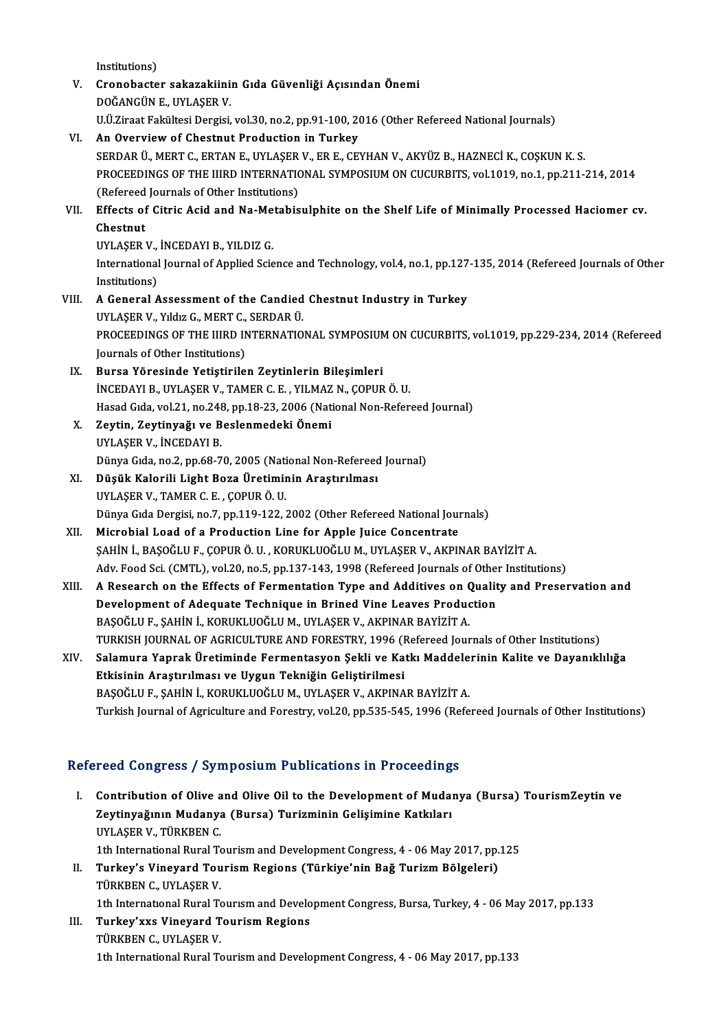Institutions)

V. **Cronobacter sakazakiinin Gıda Güvenliği Açısından Önemi**
DOĞANGÜN E., UYLAŞER V.
U.Ü.Ziraat Fakültesi Dergisi, vol.30, no.2, pp.91-100, 2016 (Other Refereed National Journals)

VI. **An Overview of Chestnut Production in Turkey**
SERDAR Ü., MERT C., ERTAN E., UYLAŞER V., ER E., CEYHAN V., AKYÜZ B., HAZNECİ K., COŞKUN K. S.
PROCEEDINGS OF THE IIIRD INTERNATIONAL SYMPOSIUM ON CUCURBITS, vol.1019, no.1, pp.211-214, 2014 (Refereed Journals of Other Institutions)

VII. **Effects of Citric Acid and Na-Metabisulphite on the Shelf Life of Minimally Processed Haciomer cv. Chestnut**
UYLAŞER V., İNCEDAYI B., YILDIZ G.
International Journal of Applied Science and Technology, vol.4, no.1, pp.127-135, 2014 (Refereed Journals of Other Institutions)

VIII. **A General Assessment of the Candied Chestnut Industry in Turkey**
UYLAŞER V., Yıldız G., MERT C., SERDAR Ü.
PROCEEDINGS OF THE IIIRD INTERNATIONAL SYMPOSIUM ON CUCURBITS, vol.1019, pp.229-234, 2014 (Refereed Journals of Other Institutions)

IX. **Bursa Yöresinde Yetiştirilen Zeytinlerin Bileşimleri**
İNCEDAYI B., UYLAŞER V., TAMER C. E. , YILMAZ N., ÇOPUR Ö. U.
Hasad Gıda, vol.21, no.248, pp.18-23, 2006 (National Non-Refereed Journal)

X. **Zeytin, Zeytinyağı ve Beslenmedeki Önemi**
UYLAŞER V., İNCEDAYI B.
Dünya Gıda, no.2, pp.68-70, 2005 (National Non-Refereed Journal)

XI. **Düşük Kalorili Light Boza Üretiminin Araştırılması**
UYLAŞER V., TAMER C. E. , ÇOPUR Ö. U.
Dünya Gıda Dergisi, no.7, pp.119-122, 2002 (Other Refereed National Journals)

XII. **Microbial Load of a Production Line for Apple Juice Concentrate**
ŞAHİN İ., BAŞOĞLU F., ÇOPUR Ö. U. , KORUKLUOĞLU M., UYLAŞER V., AKPINAR BAYİZİT A.
Adv. Food Sci. (CMTL), vol.20, no.5, pp.137-143, 1998 (Refereed Journals of Other Institutions)

XIII. **A Research on the Effects of Fermentation Type and Additives on Quality and Preservation and Development of Adequate Technique in Brined Vine Leaves Production**
BAŞOĞLU F., ŞAHİN İ., KORUKLUOĞLU M., UYLAŞER V., AKPINAR BAYİZİT A.
TURKISH JOURNAL OF AGRICULTURE AND FORESTRY, 1996 (Refereed Journals of Other Institutions)

XIV. **Salamura Yaprak Üretiminde Fermentasyon Şekli ve Katkı Maddelerinin Kalite ve Dayanıklılığa Etkisinin Araştırılması ve Uygun Tekniğin Geliştirilmesi**
BAŞOĞLU F., ŞAHİN İ., KORUKLUOĞLU M., UYLAŞER V., AKPINAR BAYİZİT A.
Turkish Journal of Agriculture and Forestry, vol.20, pp.535-545, 1996 (Refereed Journals of Other Institutions)

## Refereed Congress / Symposium Publications in Proceedings

I. **Contribution of Olive and Olive Oil to the Development of Mudanya (Bursa) TourismZeytin ve Zeytinyağının Mudanya (Bursa) Turizminin Gelişimine Katkıları**
UYLAŞER V., TÜRKBEN C.
1th International Rural Tourism and Development Congress, 4 - 06 May 2017, pp.125

II. **Turkey's Vineyard Tourism Regions (Türkiye'nin Bağ Turizm Bölgeleri)**
TÜRKBEN C., UYLAŞER V.
1th International Rural Tourism and Development Congress, Bursa, Turkey, 4 - 06 May 2017, pp.133

III. **Turkey'xxs Vineyard Tourism Regions**
TÜRKBEN C., UYLAŞER V.
1th International Rural Tourism and Development Congress, 4 - 06 May 2017, pp.133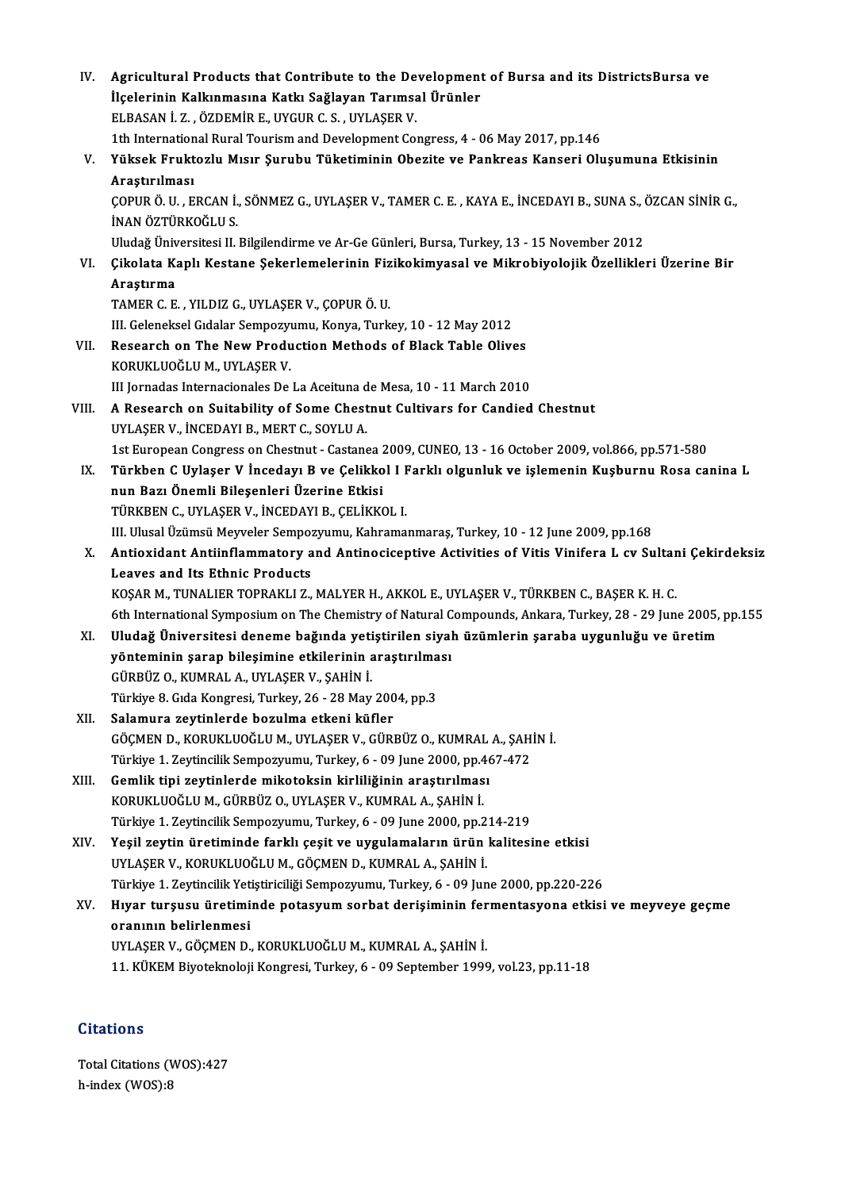IV. **Agricultural Products that Contribute to the Development of Bursa and its DistrictsBursa ve İlçelerinin Kalkınmasına Katkı Sağlayan Tarımsal Ürünler**
ELBASAN İ. Z. , ÖZDEMİR E., UYGUR C. S. , UYLAŞER V.
1th International Rural Tourism and Development Congress, 4 - 06 May 2017, pp.146

V. **Yüksek Fruktozlu Mısır Şurubu Tüketiminin Obezite ve Pankreas Kanseri Oluşumuna Etkisinin Araştırılması**
ÇOPUR Ö. U. , ERCAN İ., SÖNMEZ G., UYLAŞER V., TAMER C. E. , KAYA E., İNCEDAYI B., SUNA S., ÖZCAN SİNİR G., İNAN ÖZTÜRKOĞLU S.
Uludağ Üniversitesi II. Bilgilendirme ve Ar-Ge Günleri, Bursa, Turkey, 13 - 15 November 2012

VI. **Çikolata Kaplı Kestane Şekerlemelerinin Fizikokimyasal ve Mikrobiyolojik Özellikleri Üzerine Bir Araştırma**
TAMER C. E. , YILDIZ G., UYLAŞER V., ÇOPUR Ö. U.
III. Geleneksel Gıdalar Sempozyumu, Konya, Turkey, 10 - 12 May 2012

VII. **Research on The New Production Methods of Black Table Olives**
KORUKLUOĞLU M., UYLAŞER V.
III Jornadas Internacionales De La Aceituna de Mesa, 10 - 11 March 2010

VIII. **A Research on Suitability of Some Chestnut Cultivars for Candied Chestnut**
UYLAŞER V., İNCEDAYI B., MERT C., SOYLU A.
1st European Congress on Chestnut - Castanea 2009, CUNEO, 13 - 16 October 2009, vol.866, pp.571-580

IX. **Türkben C Uylaşer V İncedayı B ve Çelikkol I Farklı olgunluk ve işlemenin Kuşburnu Rosa canina L nun Bazı Önemli Bileşenleri Üzerine Etkisi**
TÜRKBEN C., UYLAŞER V., İNCEDAYI B., ÇELİKKOL I.
III. Ulusal Üzümsü Meyveler Sempozyumu, Kahramanmaraş, Turkey, 10 - 12 June 2009, pp.168

X. **Antioxidant Antiinflammatory and Antinociceptive Activities of Vitis Vinifera L cv Sultani Çekirdeksiz Leaves and Its Ethnic Products**
KOŞAR M., TUNALIER TOPRAKLI Z., MALYER H., AKKOL E., UYLAŞER V., TÜRKBEN C., BAŞER K. H. C.
6th International Symposium on The Chemistry of Natural Compounds, Ankara, Turkey, 28 - 29 June 2005, pp.155

XI. **Uludağ Üniversitesi deneme bağında yetiştirilen siyah üzümlerin şaraba uygunluğu ve üretim yönteminin şarap bileşimine etkilerinin araştırılması**
GÜRBÜZ O., KUMRAL A., UYLAŞER V., ŞAHİN İ.
Türkiye 8. Gıda Kongresi, Turkey, 26 - 28 May 2004, pp.3

XII. **Salamura zeytinlerde bozulma etkeni küfler**
GÖÇMEN D., KORUKLUOĞLU M., UYLAŞER V., GÜRBÜZ O., KUMRAL A., ŞAHİN İ.
Türkiye 1. Zeytincilik Sempozyumu, Turkey, 6 - 09 June 2000, pp.467-472

XIII. **Gemlik tipi zeytinlerde mikotoksin kirliliğinin araştırılması**
KORUKLUOĞLU M., GÜRBÜZ O., UYLAŞER V., KUMRAL A., ŞAHİN İ.
Türkiye 1. Zeytincilik Sempozyumu, Turkey, 6 - 09 June 2000, pp.214-219

XIV. **Yeşil zeytin üretiminde farklı çeşit ve uygulamaların ürün kalitesine etkisi**
UYLAŞER V., KORUKLUOĞLU M., GÖÇMEN D., KUMRAL A., ŞAHİN İ.
Türkiye 1. Zeytincilik Yetiştiriciliği Sempozyumu, Turkey, 6 - 09 June 2000, pp.220-226

XV. **Hıyar turşusu üretiminde potasyum sorbat derişiminin fermentasyona etkisi ve meyveye geçme oranının belirlenmesi**
UYLAŞER V., GÖÇMEN D., KORUKLUOĞLU M., KUMRAL A., ŞAHİN İ.
11. KÜKEM Biyoteknoloji Kongresi, Turkey, 6 - 09 September 1999, vol.23, pp.11-18

## Citations

Total Citations (WOS):427
h-index (WOS):8